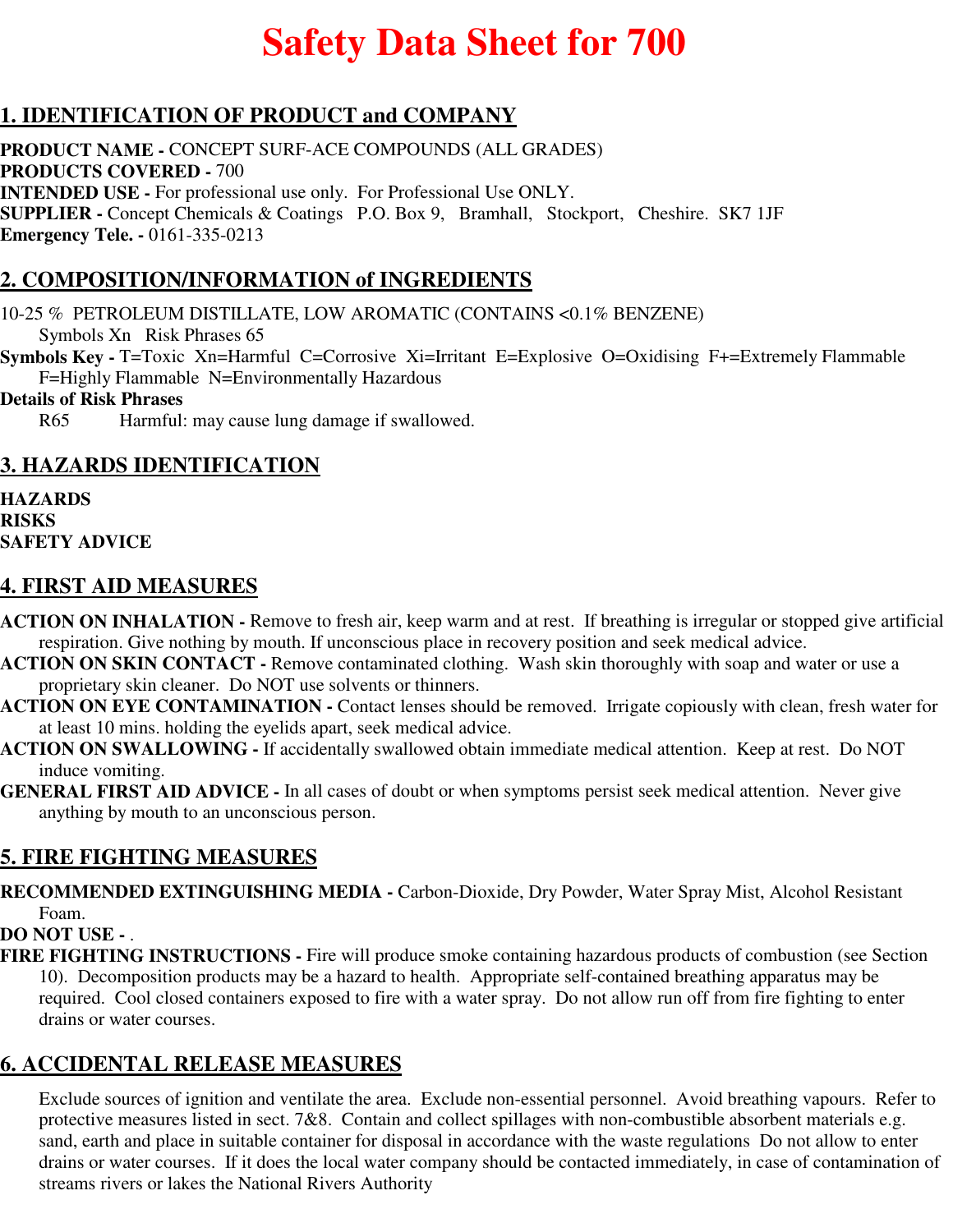# Safety Data Sheet for 700

## 1. IDENTIFICATION OF PRODUCT and COMPANY

**PRODUCT NAME -** CONCEPT SURF-ACE COMPOUNDS (ALL GRADES)
**PRODUCTS COVERED -** 700
**INTENDED USE -** For professional use only. For Professional Use ONLY.
**SUPPLIER -** Concept Chemicals & Coatings P.O. Box 9, Bramhall, Stockport, Cheshire. SK7 1JF
**Emergency Tele. -** 0161-335-0213

## 2. COMPOSITION/INFORMATION of INGREDIENTS

10-25 % PETROLEUM DISTILLATE, LOW AROMATIC (CONTAINS <0.1% BENZENE)
Symbols Xn Risk Phrases 65

**Symbols Key -** T=Toxic Xn=Harmful C=Corrosive Xi=Irritant E=Explosive O=Oxidising F+=Extremely Flammable F=Highly Flammable N=Environmentally Hazardous

**Details of Risk Phrases**

R65 Harmful: may cause lung damage if swallowed.

## 3. HAZARDS IDENTIFICATION

**HAZARDS**
**RISKS**
**SAFETY ADVICE**

## 4. FIRST AID MEASURES

**ACTION ON INHALATION -** Remove to fresh air, keep warm and at rest. If breathing is irregular or stopped give artificial respiration. Give nothing by mouth. If unconscious place in recovery position and seek medical advice.
**ACTION ON SKIN CONTACT -** Remove contaminated clothing. Wash skin thoroughly with soap and water or use a proprietary skin cleaner. Do NOT use solvents or thinners.
**ACTION ON EYE CONTAMINATION -** Contact lenses should be removed. Irrigate copiously with clean, fresh water for at least 10 mins. holding the eyelids apart, seek medical advice.
**ACTION ON SWALLOWING -** If accidentally swallowed obtain immediate medical attention. Keep at rest. Do NOT induce vomiting.
**GENERAL FIRST AID ADVICE -** In all cases of doubt or when symptoms persist seek medical attention. Never give anything by mouth to an unconscious person.

## 5. FIRE FIGHTING MEASURES

**RECOMMENDED EXTINGUISHING MEDIA -** Carbon-Dioxide, Dry Powder, Water Spray Mist, Alcohol Resistant Foam.
**DO NOT USE -** .
**FIRE FIGHTING INSTRUCTIONS -** Fire will produce smoke containing hazardous products of combustion (see Section 10). Decomposition products may be a hazard to health. Appropriate self-contained breathing apparatus may be required. Cool closed containers exposed to fire with a water spray. Do not allow run off from fire fighting to enter drains or water courses.

## 6. ACCIDENTAL RELEASE MEASURES

Exclude sources of ignition and ventilate the area. Exclude non-essential personnel. Avoid breathing vapours. Refer to protective measures listed in sect. 7&8. Contain and collect spillages with non-combustible absorbent materials e.g. sand, earth and place in suitable container for disposal in accordance with the waste regulations Do not allow to enter drains or water courses. If it does the local water company should be contacted immediately, in case of contamination of streams rivers or lakes the National Rivers Authority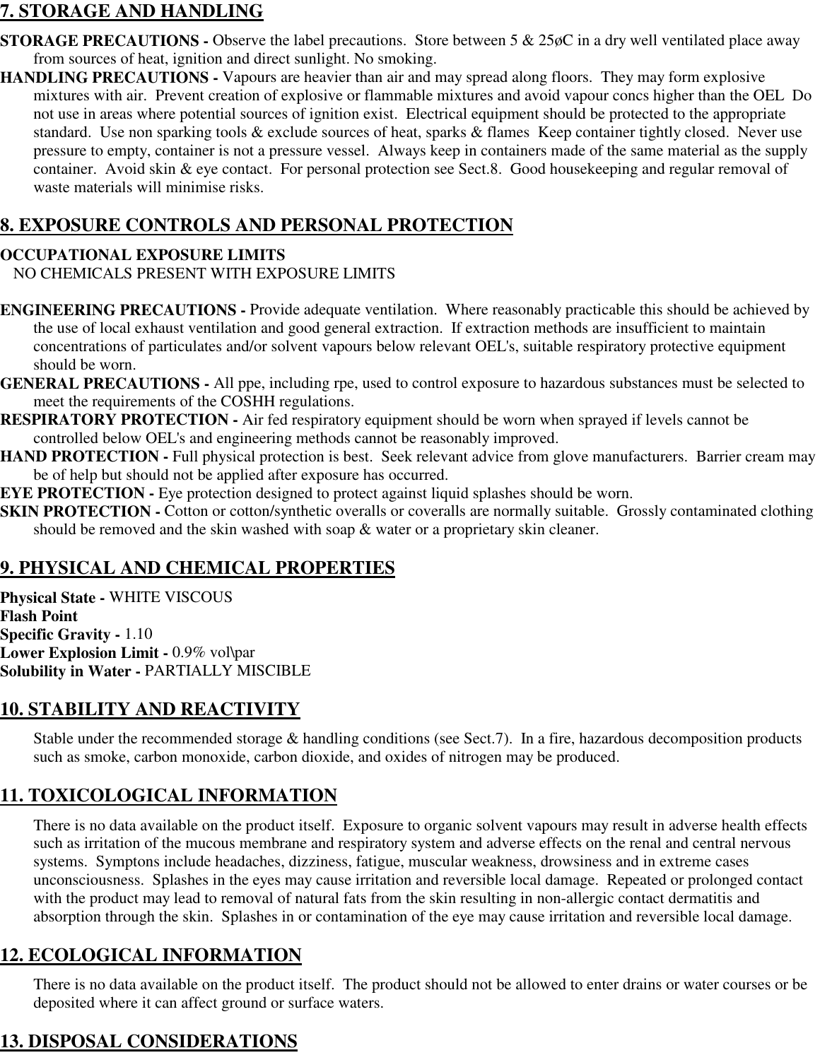## 7. STORAGE AND HANDLING

**STORAGE PRECAUTIONS -** Observe the label precautions. Store between 5 & 25øC in a dry well ventilated place away from sources of heat, ignition and direct sunlight. No smoking.

**HANDLING PRECAUTIONS -** Vapours are heavier than air and may spread along floors. They may form explosive mixtures with air. Prevent creation of explosive or flammable mixtures and avoid vapour concs higher than the OEL Do not use in areas where potential sources of ignition exist. Electrical equipment should be protected to the appropriate standard. Use non sparking tools & exclude sources of heat, sparks & flames Keep container tightly closed. Never use pressure to empty, container is not a pressure vessel. Always keep in containers made of the same material as the supply container. Avoid skin & eye contact. For personal protection see Sect.8. Good housekeeping and regular removal of waste materials will minimise risks.

## 8. EXPOSURE CONTROLS AND PERSONAL PROTECTION

**OCCUPATIONAL EXPOSURE LIMITS**

NO CHEMICALS PRESENT WITH EXPOSURE LIMITS

**ENGINEERING PRECAUTIONS -** Provide adequate ventilation. Where reasonably practicable this should be achieved by the use of local exhaust ventilation and good general extraction. If extraction methods are insufficient to maintain concentrations of particulates and/or solvent vapours below relevant OEL's, suitable respiratory protective equipment should be worn.

**GENERAL PRECAUTIONS -** All ppe, including rpe, used to control exposure to hazardous substances must be selected to meet the requirements of the COSHH regulations.

**RESPIRATORY PROTECTION -** Air fed respiratory equipment should be worn when sprayed if levels cannot be controlled below OEL's and engineering methods cannot be reasonably improved.

**HAND PROTECTION -** Full physical protection is best. Seek relevant advice from glove manufacturers. Barrier cream may be of help but should not be applied after exposure has occurred.

**EYE PROTECTION -** Eye protection designed to protect against liquid splashes should be worn.

**SKIN PROTECTION -** Cotton or cotton/synthetic overalls or coveralls are normally suitable. Grossly contaminated clothing should be removed and the skin washed with soap & water or a proprietary skin cleaner.

## 9. PHYSICAL AND CHEMICAL PROPERTIES

**Physical State -** WHITE VISCOUS
**Flash Point**
**Specific Gravity -** 1.10
**Lower Explosion Limit -** 0.9% vol\par
**Solubility in Water -** PARTIALLY MISCIBLE

## 10. STABILITY AND REACTIVITY

Stable under the recommended storage & handling conditions (see Sect.7). In a fire, hazardous decomposition products such as smoke, carbon monoxide, carbon dioxide, and oxides of nitrogen may be produced.

## 11. TOXICOLOGICAL INFORMATION

There is no data available on the product itself. Exposure to organic solvent vapours may result in adverse health effects such as irritation of the mucous membrane and respiratory system and adverse effects on the renal and central nervous systems. Symptons include headaches, dizziness, fatigue, muscular weakness, drowsiness and in extreme cases unconsciousness. Splashes in the eyes may cause irritation and reversible local damage. Repeated or prolonged contact with the product may lead to removal of natural fats from the skin resulting in non-allergic contact dermatitis and absorption through the skin. Splashes in or contamination of the eye may cause irritation and reversible local damage.

## 12. ECOLOGICAL INFORMATION

There is no data available on the product itself. The product should not be allowed to enter drains or water courses or be deposited where it can affect ground or surface waters.

## 13. DISPOSAL CONSIDERATIONS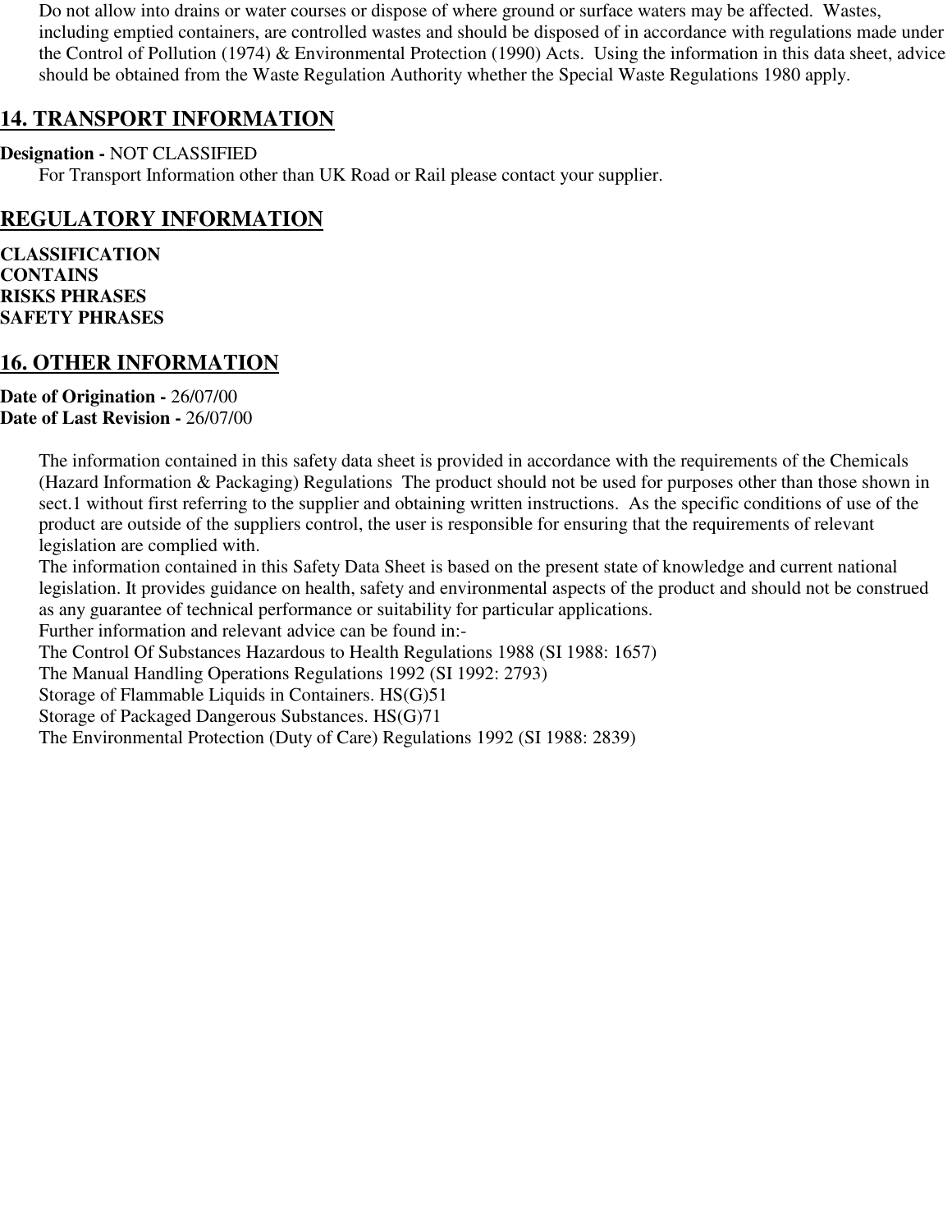Do not allow into drains or water courses or dispose of where ground or surface waters may be affected. Wastes, including emptied containers, are controlled wastes and should be disposed of in accordance with regulations made under the Control of Pollution (1974) & Environmental Protection (1990) Acts. Using the information in this data sheet, advice should be obtained from the Waste Regulation Authority whether the Special Waste Regulations 1980 apply.

## 14. TRANSPORT INFORMATION

**Designation -** NOT CLASSIFIED

For Transport Information other than UK Road or Rail please contact your supplier.

## REGULATORY INFORMATION

**CLASSIFICATION**
**CONTAINS**
**RISKS PHRASES**
**SAFETY PHRASES**

## 16. OTHER INFORMATION

**Date of Origination -** 26/07/00
**Date of Last Revision -** 26/07/00

The information contained in this safety data sheet is provided in accordance with the requirements of the Chemicals (Hazard Information & Packaging) Regulations The product should not be used for purposes other than those shown in sect.1 without first referring to the supplier and obtaining written instructions. As the specific conditions of use of the product are outside of the suppliers control, the user is responsible for ensuring that the requirements of relevant legislation are complied with.
The information contained in this Safety Data Sheet is based on the present state of knowledge and current national legislation. It provides guidance on health, safety and environmental aspects of the product and should not be construed as any guarantee of technical performance or suitability for particular applications.
Further information and relevant advice can be found in:-
The Control Of Substances Hazardous to Health Regulations 1988 (SI 1988: 1657)
The Manual Handling Operations Regulations 1992 (SI 1992: 2793)
Storage of Flammable Liquids in Containers. HS(G)51
Storage of Packaged Dangerous Substances. HS(G)71
The Environmental Protection (Duty of Care) Regulations 1992 (SI 1988: 2839)